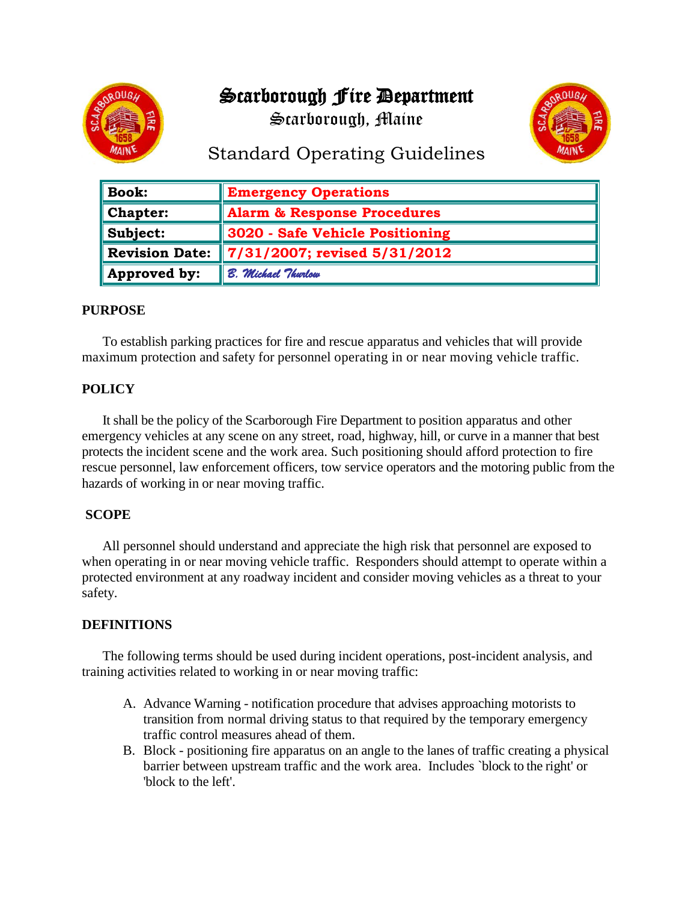# Scarborough Fire Department

Scarborough, Maine

## Standard Operating Guidelines

| **Book:** | **Emergency Operations** |
|---|---|
| **Chapter:** | **Alarm & Response Procedures** |
| **Subject:** | **3020 - Safe Vehicle Positioning** |
| **Revision Date:** | **7/31/2007; revised 5/31/2012** |
| **Approved by:** | *B. Michael Thurlow* |

**PURPOSE**

To establish parking practices for fire and rescue apparatus and vehicles that will provide maximum protection and safety for personnel operating in or near moving vehicle traffic.

**POLICY**

It shall be the policy of the Scarborough Fire Department to position apparatus and other emergency vehicles at any scene on any street, road, highway, hill, or curve in a manner that best protects the incident scene and the work area. Such positioning should afford protection to fire rescue personnel, law enforcement officers, tow service operators and the motoring public from the hazards of working in or near moving traffic.

**SCOPE**

All personnel should understand and appreciate the high risk that personnel are exposed to when operating in or near moving vehicle traffic. Responders should attempt to operate within a protected environment at any roadway incident and consider moving vehicles as a threat to your safety.

**DEFINITIONS**

The following terms should be used during incident operations, post-incident analysis, and training activities related to working in or near moving traffic:

A. Advance Warning - notification procedure that advises approaching motorists to transition from normal driving status to that required by the temporary emergency traffic control measures ahead of them.
B. Block - positioning fire apparatus on an angle to the lanes of traffic creating a physical barrier between upstream traffic and the work area. Includes `block to the right' or 'block to the left'.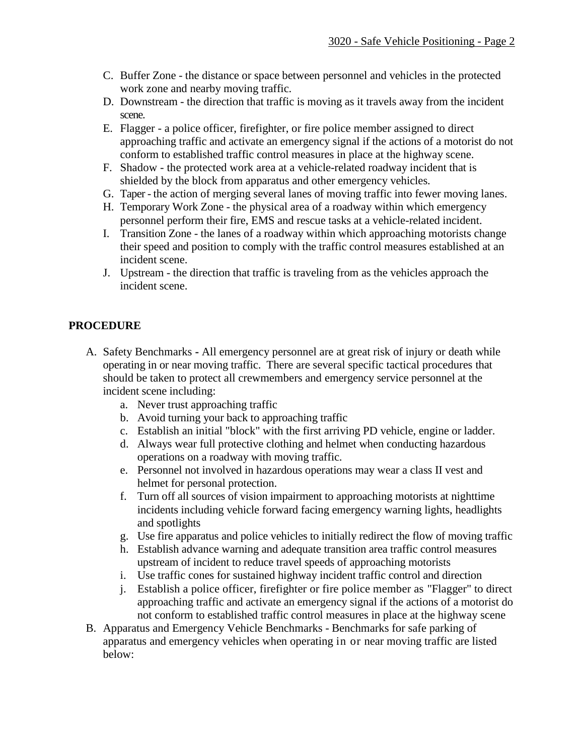C. Buffer Zone - the distance or space between personnel and vehicles in the protected work zone and nearby moving traffic.

D. Downstream - the direction that traffic is moving as it travels away from the incident scene.

E. Flagger - a police officer, firefighter, or fire police member assigned to direct approaching traffic and activate an emergency signal if the actions of a motorist do not conform to established traffic control measures in place at the highway scene.

F. Shadow - the protected work area at a vehicle-related roadway incident that is shielded by the block from apparatus and other emergency vehicles.

G. Taper - the action of merging several lanes of moving traffic into fewer moving lanes.

H. Temporary Work Zone - the physical area of a roadway within which emergency personnel perform their fire, EMS and rescue tasks at a vehicle-related incident.

I. Transition Zone - the lanes of a roadway within which approaching motorists change their speed and position to comply with the traffic control measures established at an incident scene.

J. Upstream - the direction that traffic is traveling from as the vehicles approach the incident scene.

## PROCEDURE

A. Safety Benchmarks - All emergency personnel are at great risk of injury or death while operating in or near moving traffic. There are several specific tactical procedures that should be taken to protect all crewmembers and emergency service personnel at the incident scene including:

   a. Never trust approaching traffic
   b. Avoid turning your back to approaching traffic
   c. Establish an initial "block" with the first arriving PD vehicle, engine or ladder.
   d. Always wear full protective clothing and helmet when conducting hazardous operations on a roadway with moving traffic.
   e. Personnel not involved in hazardous operations may wear a class II vest and helmet for personal protection.
   f. Turn off all sources of vision impairment to approaching motorists at nighttime incidents including vehicle forward facing emergency warning lights, headlights and spotlights
   g. Use fire apparatus and police vehicles to initially redirect the flow of moving traffic
   h. Establish advance warning and adequate transition area traffic control measures upstream of incident to reduce travel speeds of approaching motorists
   i. Use traffic cones for sustained highway incident traffic control and direction
   j. Establish a police officer, firefighter or fire police member as "Flagger" to direct approaching traffic and activate an emergency signal if the actions of a motorist do not conform to established traffic control measures in place at the highway scene

B. Apparatus and Emergency Vehicle Benchmarks - Benchmarks for safe parking of apparatus and emergency vehicles when operating in or near moving traffic are listed below: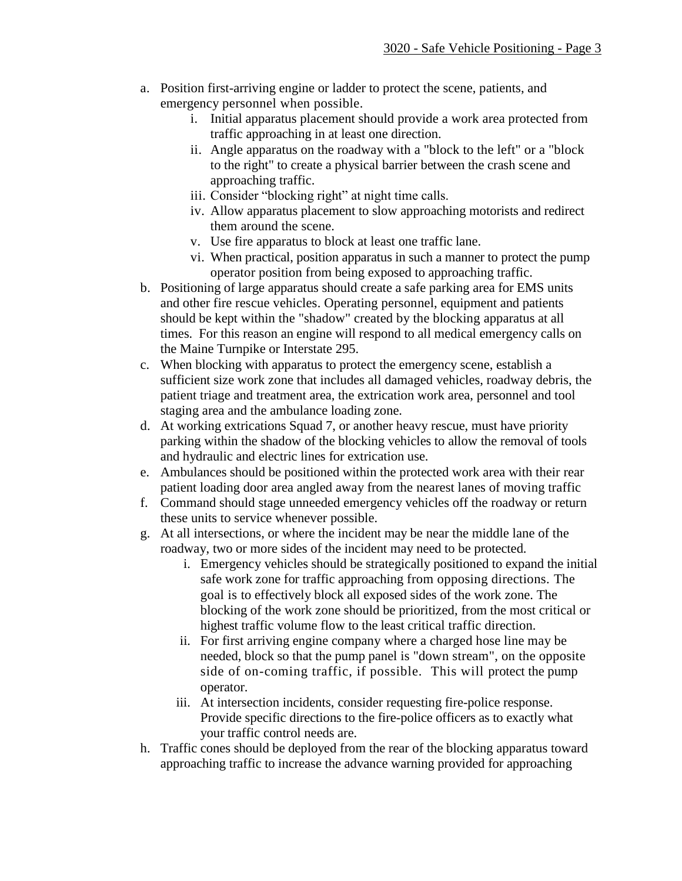a. Position first-arriving engine or ladder to protect the scene, patients, and emergency personnel when possible.
    i. Initial apparatus placement should provide a work area protected from traffic approaching in at least one direction.
    ii. Angle apparatus on the roadway with a "block to the left" or a "block to the right" to create a physical barrier between the crash scene and approaching traffic.
    iii. Consider "blocking right" at night time calls.
    iv. Allow apparatus placement to slow approaching motorists and redirect them around the scene.
    v. Use fire apparatus to block at least one traffic lane.
    vi. When practical, position apparatus in such a manner to protect the pump operator position from being exposed to approaching traffic.

b. Positioning of large apparatus should create a safe parking area for EMS units and other fire rescue vehicles. Operating personnel, equipment and patients should be kept within the "shadow" created by the blocking apparatus at all times. For this reason an engine will respond to all medical emergency calls on the Maine Turnpike or Interstate 295.

c. When blocking with apparatus to protect the emergency scene, establish a sufficient size work zone that includes all damaged vehicles, roadway debris, the patient triage and treatment area, the extrication work area, personnel and tool staging area and the ambulance loading zone.

d. At working extrications Squad 7, or another heavy rescue, must have priority parking within the shadow of the blocking vehicles to allow the removal of tools and hydraulic and electric lines for extrication use.

e. Ambulances should be positioned within the protected work area with their rear patient loading door area angled away from the nearest lanes of moving traffic

f. Command should stage unneeded emergency vehicles off the roadway or return these units to service whenever possible.

g. At all intersections, or where the incident may be near the middle lane of the roadway, two or more sides of the incident may need to be protected.
    i. Emergency vehicles should be strategically positioned to expand the initial safe work zone for traffic approaching from opposing directions. The goal is to effectively block all exposed sides of the work zone. The blocking of the work zone should be prioritized, from the most critical or highest traffic volume flow to the least critical traffic direction.
    ii. For first arriving engine company where a charged hose line may be needed, block so that the pump panel is "down stream", on the opposite side of on-coming traffic, if possible. This will protect the pump operator.
    iii. At intersection incidents, consider requesting fire-police response. Provide specific directions to the fire-police officers as to exactly what your traffic control needs are.

h. Traffic cones should be deployed from the rear of the blocking apparatus toward approaching traffic to increase the advance warning provided for approaching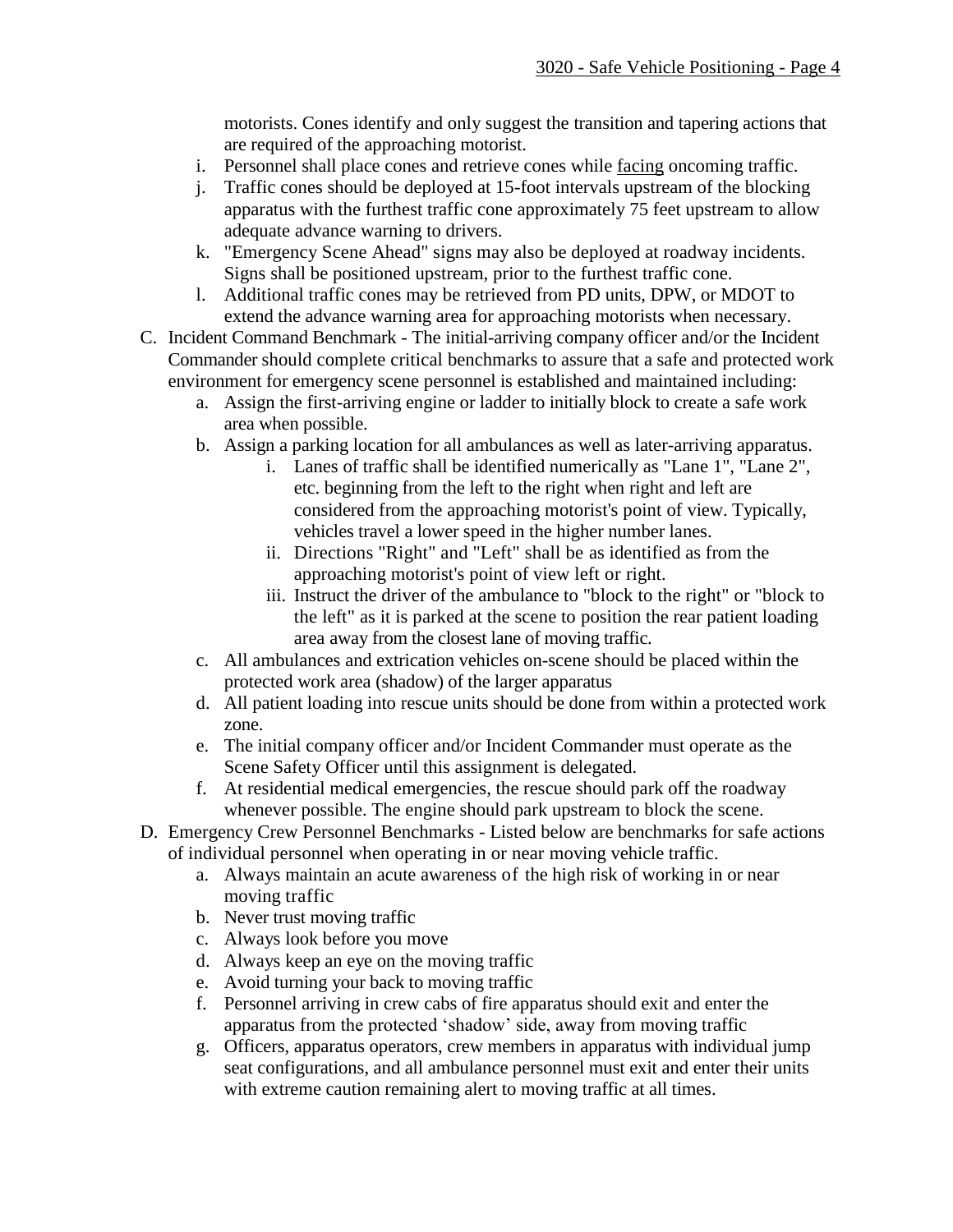motorists. Cones identify and only suggest the transition and tapering actions that are required of the approaching motorist.

i. Personnel shall place cones and retrieve cones while <u>facing</u> oncoming traffic.
j. Traffic cones should be deployed at 15-foot intervals upstream of the blocking apparatus with the furthest traffic cone approximately 75 feet upstream to allow adequate advance warning to drivers.
k. "Emergency Scene Ahead" signs may also be deployed at roadway incidents. Signs shall be positioned upstream, prior to the furthest traffic cone.
l. Additional traffic cones may be retrieved from PD units, DPW, or MDOT to extend the advance warning area for approaching motorists when necessary.

C. Incident Command Benchmark - The initial-arriving company officer and/or the Incident Commander should complete critical benchmarks to assure that a safe and protected work environment for emergency scene personnel is established and maintained including:
   a. Assign the first-arriving engine or ladder to initially block to create a safe work area when possible.
   b. Assign a parking location for all ambulances as well as later-arriving apparatus.
      i. Lanes of traffic shall be identified numerically as "Lane 1", "Lane 2", etc. beginning from the left to the right when right and left are considered from the approaching motorist's point of view. Typically, vehicles travel a lower speed in the higher number lanes.
      ii. Directions "Right" and "Left" shall be as identified as from the approaching motorist's point of view left or right.
      iii. Instruct the driver of the ambulance to "block to the right" or "block to the left" as it is parked at the scene to position the rear patient loading area away from the closest lane of moving traffic.
   c. All ambulances and extrication vehicles on-scene should be placed within the protected work area (shadow) of the larger apparatus
   d. All patient loading into rescue units should be done from within a protected work zone.
   e. The initial company officer and/or Incident Commander must operate as the Scene Safety Officer until this assignment is delegated.
   f. At residential medical emergencies, the rescue should park off the roadway whenever possible. The engine should park upstream to block the scene.

D. Emergency Crew Personnel Benchmarks - Listed below are benchmarks for safe actions of individual personnel when operating in or near moving vehicle traffic.
   a. Always maintain an acute awareness of the high risk of working in or near moving traffic
   b. Never trust moving traffic
   c. Always look before you move
   d. Always keep an eye on the moving traffic
   e. Avoid turning your back to moving traffic
   f. Personnel arriving in crew cabs of fire apparatus should exit and enter the apparatus from the protected 'shadow' side, away from moving traffic
   g. Officers, apparatus operators, crew members in apparatus with individual jump seat configurations, and all ambulance personnel must exit and enter their units with extreme caution remaining alert to moving traffic at all times.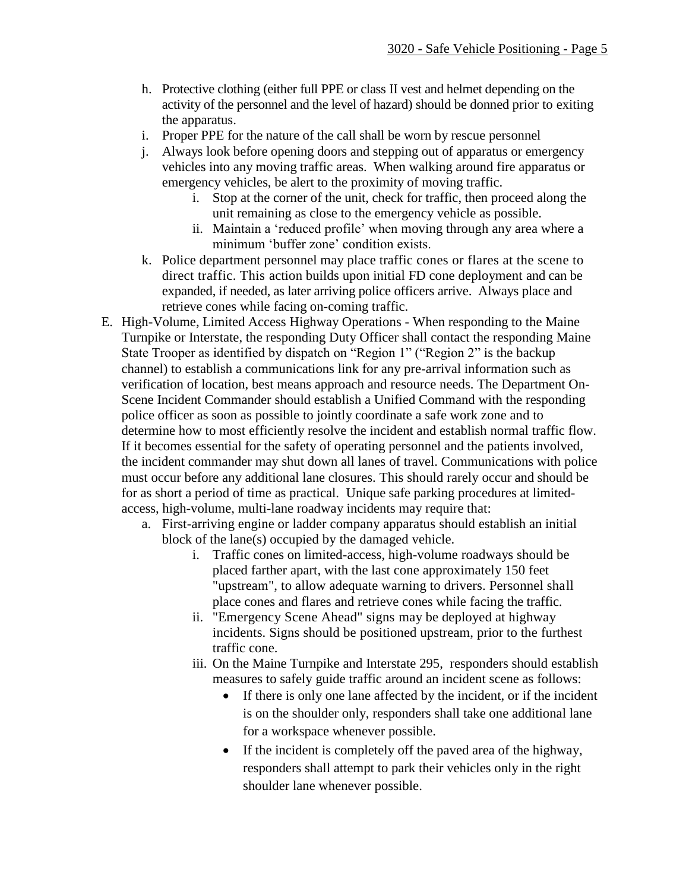h. Protective clothing (either full PPE or class II vest and helmet depending on the activity of the personnel and the level of hazard) should be donned prior to exiting the apparatus.
i. Proper PPE for the nature of the call shall be worn by rescue personnel
j. Always look before opening doors and stepping out of apparatus or emergency vehicles into any moving traffic areas. When walking around fire apparatus or emergency vehicles, be alert to the proximity of moving traffic.
    i. Stop at the corner of the unit, check for traffic, then proceed along the unit remaining as close to the emergency vehicle as possible.
    ii. Maintain a 'reduced profile' when moving through any area where a minimum 'buffer zone' condition exists.
k. Police department personnel may place traffic cones or flares at the scene to direct traffic. This action builds upon initial FD cone deployment and can be expanded, if needed, as later arriving police officers arrive. Always place and retrieve cones while facing on-coming traffic.

E. High-Volume, Limited Access Highway Operations - When responding to the Maine Turnpike or Interstate, the responding Duty Officer shall contact the responding Maine State Trooper as identified by dispatch on "Region 1" ("Region 2" is the backup channel) to establish a communications link for any pre-arrival information such as verification of location, best means approach and resource needs. The Department On-Scene Incident Commander should establish a Unified Command with the responding police officer as soon as possible to jointly coordinate a safe work zone and to determine how to most efficiently resolve the incident and establish normal traffic flow. If it becomes essential for the safety of operating personnel and the patients involved, the incident commander may shut down all lanes of travel. Communications with police must occur before any additional lane closures. This should rarely occur and should be for as short a period of time as practical. Unique safe parking procedures at limited-access, high-volume, multi-lane roadway incidents may require that:
    a. First-arriving engine or ladder company apparatus should establish an initial block of the lane(s) occupied by the damaged vehicle.
        i. Traffic cones on limited-access, high-volume roadways should be placed farther apart, with the last cone approximately 150 feet "upstream", to allow adequate warning to drivers. Personnel shall place cones and flares and retrieve cones while facing the traffic.
        ii. "Emergency Scene Ahead" signs may be deployed at highway incidents. Signs should be positioned upstream, prior to the furthest traffic cone.
        iii. On the Maine Turnpike and Interstate 295, responders should establish measures to safely guide traffic around an incident scene as follows:
            - If there is only one lane affected by the incident, or if the incident is on the shoulder only, responders shall take one additional lane for a workspace whenever possible.
            - If the incident is completely off the paved area of the highway, responders shall attempt to park their vehicles only in the right shoulder lane whenever possible.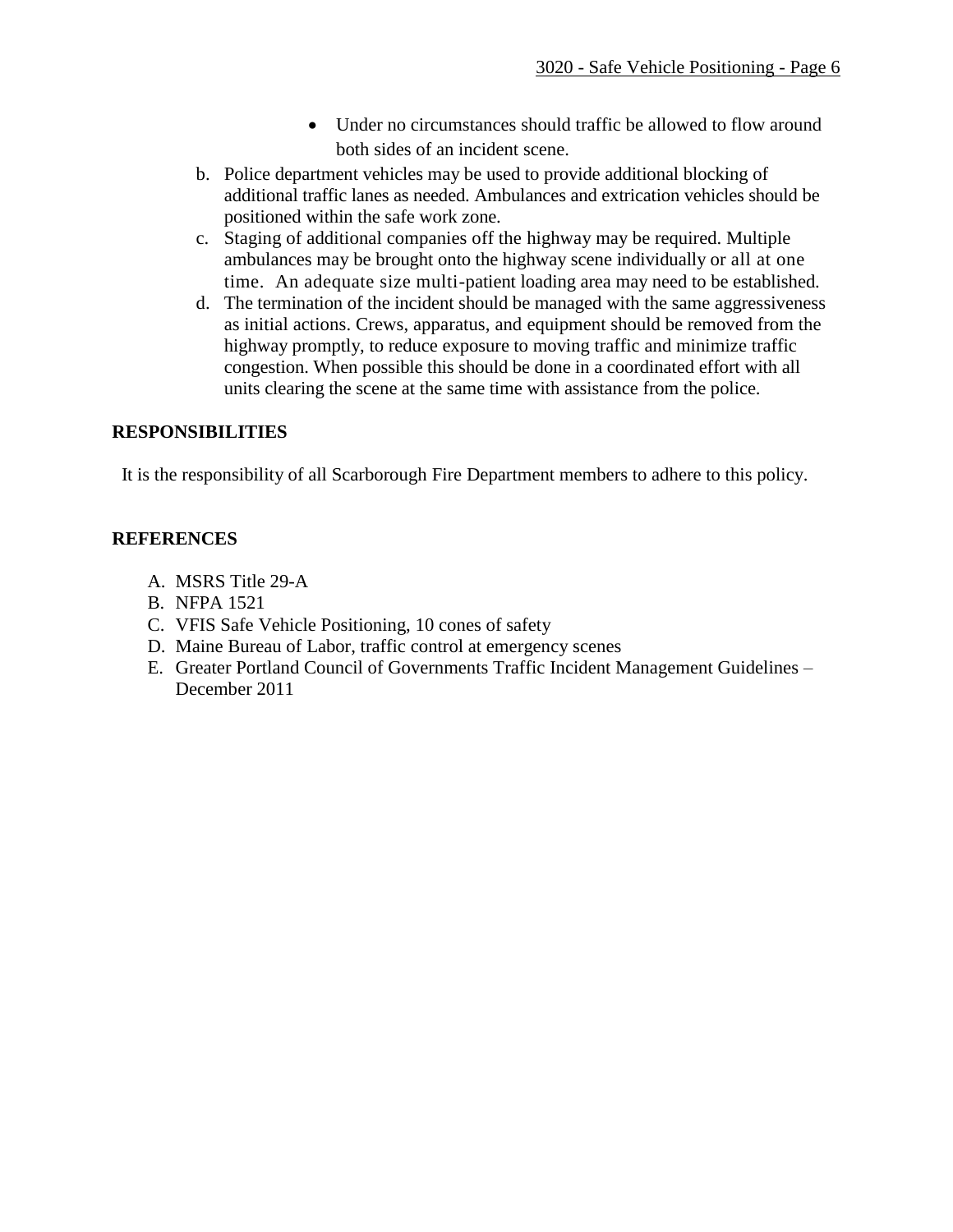- Under no circumstances should traffic be allowed to flow around both sides of an incident scene.

b. Police department vehicles may be used to provide additional blocking of additional traffic lanes as needed. Ambulances and extrication vehicles should be positioned within the safe work zone.

c. Staging of additional companies off the highway may be required. Multiple ambulances may be brought onto the highway scene individually or all at one time. An adequate size multi-patient loading area may need to be established.

d. The termination of the incident should be managed with the same aggressiveness as initial actions. Crews, apparatus, and equipment should be removed from the highway promptly, to reduce exposure to moving traffic and minimize traffic congestion. When possible this should be done in a coordinated effort with all units clearing the scene at the same time with assistance from the police.

**RESPONSIBILITIES**

It is the responsibility of all Scarborough Fire Department members to adhere to this policy.

**REFERENCES**

A. MSRS Title 29-A
B. NFPA 1521
C. VFIS Safe Vehicle Positioning, 10 cones of safety
D. Maine Bureau of Labor, traffic control at emergency scenes
E. Greater Portland Council of Governments Traffic Incident Management Guidelines – December 2011